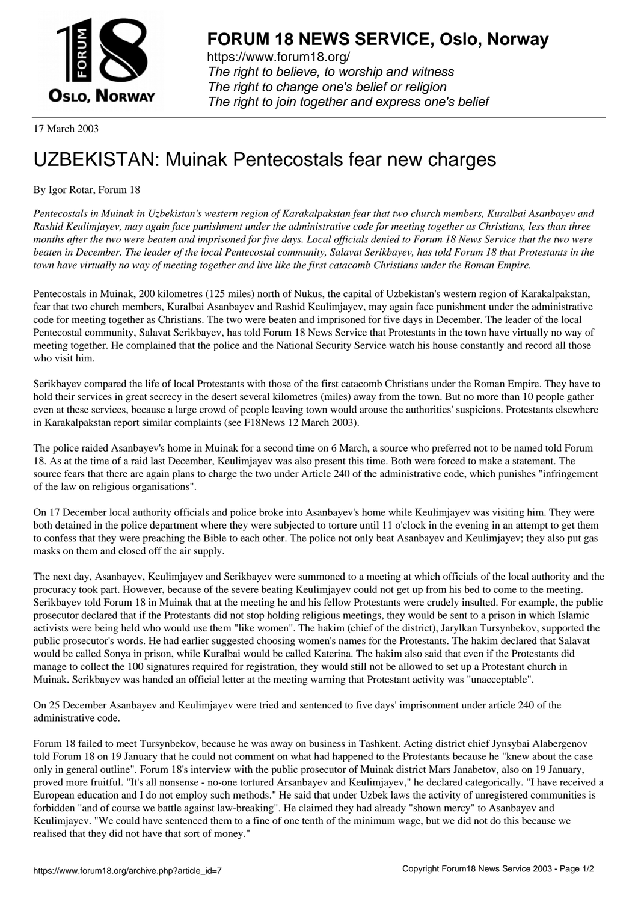**FORUM 18 NEWS SERVICE, Oslo, Norway**

https://www.forum18.org/

*The right to believe, to worship and witness*
*The right to change one's belief or religion*
*The right to join together and express one's belief*

17 March 2003

# UZBEKISTAN: Muinak Pentecostals fear new charges

By Igor Rotar, Forum 18

*Pentecostals in Muinak in Uzbekistan's western region of Karakalpakstan fear that two church members, Kuralbai Asanbayev and Rashid Keulimjayev, may again face punishment under the administrative code for meeting together as Christians, less than three months after the two were beaten and imprisoned for five days. Local officials denied to Forum 18 News Service that the two were beaten in December. The leader of the local Pentecostal community, Salavat Serikbayev, has told Forum 18 that Protestants in the town have virtually no way of meeting together and live like the first catacomb Christians under the Roman Empire.*

Pentecostals in Muinak, 200 kilometres (125 miles) north of Nukus, the capital of Uzbekistan's western region of Karakalpakstan, fear that two church members, Kuralbai Asanbayev and Rashid Keulimjayev, may again face punishment under the administrative code for meeting together as Christians. The two were beaten and imprisoned for five days in December. The leader of the local Pentecostal community, Salavat Serikbayev, has told Forum 18 News Service that Protestants in the town have virtually no way of meeting together. He complained that the police and the National Security Service watch his house constantly and record all those who visit him.

Serikbayev compared the life of local Protestants with those of the first catacomb Christians under the Roman Empire. They have to hold their services in great secrecy in the desert several kilometres (miles) away from the town. But no more than 10 people gather even at these services, because a large crowd of people leaving town would arouse the authorities' suspicions. Protestants elsewhere in Karakalpakstan report similar complaints (see F18News 12 March 2003).

The police raided Asanbayev's home in Muinak for a second time on 6 March, a source who preferred not to be named told Forum 18. As at the time of a raid last December, Keulimjayev was also present this time. Both were forced to make a statement. The source fears that there are again plans to charge the two under Article 240 of the administrative code, which punishes "infringement of the law on religious organisations".

On 17 December local authority officials and police broke into Asanbayev's home while Keulimjayev was visiting him. They were both detained in the police department where they were subjected to torture until 11 o'clock in the evening in an attempt to get them to confess that they were preaching the Bible to each other. The police not only beat Asanbayev and Keulimjayev; they also put gas masks on them and closed off the air supply.

The next day, Asanbayev, Keulimjayev and Serikbayev were summoned to a meeting at which officials of the local authority and the procuracy took part. However, because of the severe beating Keulimjayev could not get up from his bed to come to the meeting. Serikbayev told Forum 18 in Muinak that at the meeting he and his fellow Protestants were crudely insulted. For example, the public prosecutor declared that if the Protestants did not stop holding religious meetings, they would be sent to a prison in which Islamic activists were being held who would use them "like women". The hakim (chief of the district), Jarylkan Tursynbekov, supported the public prosecutor's words. He had earlier suggested choosing women's names for the Protestants. The hakim declared that Salavat would be called Sonya in prison, while Kuralbai would be called Katerina. The hakim also said that even if the Protestants did manage to collect the 100 signatures required for registration, they would still not be allowed to set up a Protestant church in Muinak. Serikbayev was handed an official letter at the meeting warning that Protestant activity was "unacceptable".

On 25 December Asanbayev and Keulimjayev were tried and sentenced to five days' imprisonment under article 240 of the administrative code.

Forum 18 failed to meet Tursynbekov, because he was away on business in Tashkent. Acting district chief Jynsybai Alabergenov told Forum 18 on 19 January that he could not comment on what had happened to the Protestants because he "knew about the case only in general outline". Forum 18's interview with the public prosecutor of Muinak district Mars Janabetov, also on 19 January, proved more fruitful. "It's all nonsense - no-one tortured Arsanbayev and Keulimjayev," he declared categorically. "I have received a European education and I do not employ such methods." He said that under Uzbek laws the activity of unregistered communities is forbidden "and of course we battle against law-breaking". He claimed they had already "shown mercy" to Asanbayev and Keulimjayev. "We could have sentenced them to a fine of one tenth of the minimum wage, but we did not do this because we realised that they did not have that sort of money."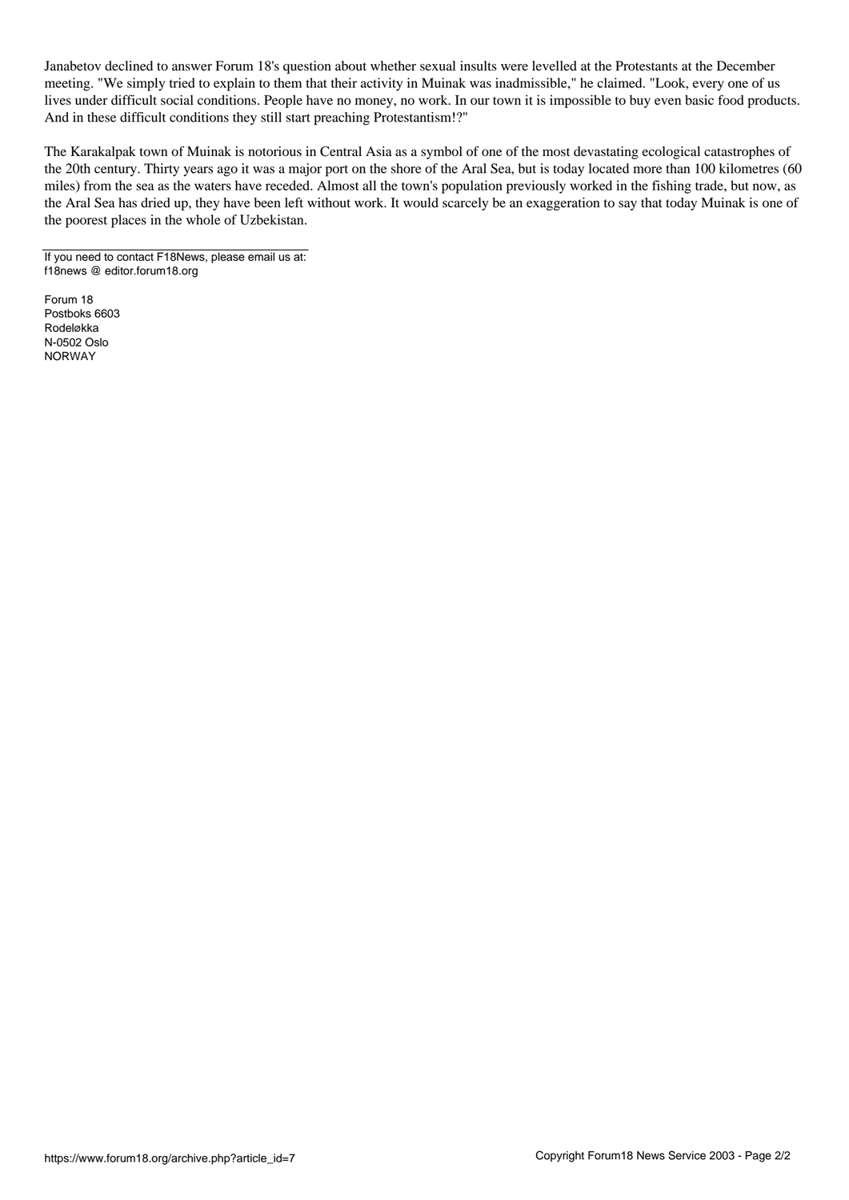Janabetov declined to answer Forum 18's question about whether sexual insults were levelled at the Protestants at the December meeting. "We simply tried to explain to them that their activity in Muinak was inadmissible," he claimed. "Look, every one of us lives under difficult social conditions. People have no money, no work. In our town it is impossible to buy even basic food products. And in these difficult conditions they still start preaching Protestantism!?"

The Karakalpak town of Muinak is notorious in Central Asia as a symbol of one of the most devastating ecological catastrophes of the 20th century. Thirty years ago it was a major port on the shore of the Aral Sea, but is today located more than 100 kilometres (60 miles) from the sea as the waters have receded. Almost all the town's population previously worked in the fishing trade, but now, as the Aral Sea has dried up, they have been left without work. It would scarcely be an exaggeration to say that today Muinak is one of the poorest places in the whole of Uzbekistan.

---

If you need to contact F18News, please email us at:
f18news @ editor.forum18.org

Forum 18
Postboks 6603
Rodeløkka
N-0502 Oslo
NORWAY